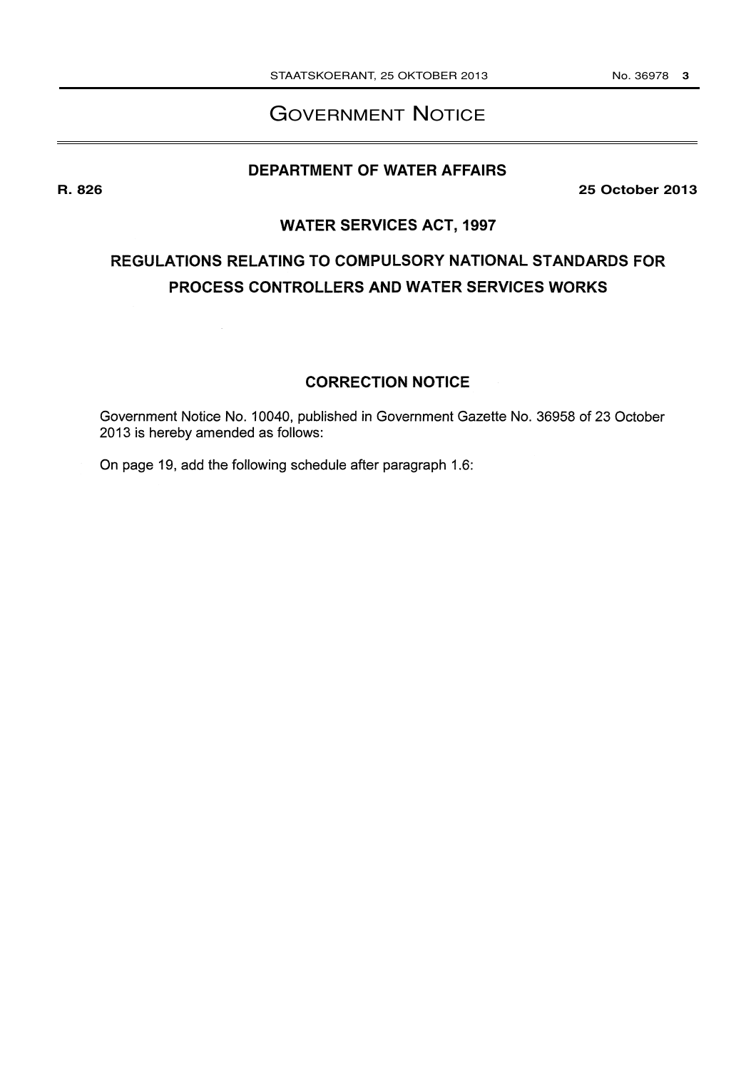# GOVERNMENT NOTICE

## DEPARTMENT OF WATER AFFAIRS

**R. 826** **25 October 2013**

### WATER SERVICES ACT, 1997

### REGULATIONS RELATING TO COMPULSORY NATIONAL STANDARDS FOR PROCESS CONTROLLERS AND WATER SERVICES WORKS

### CORRECTION NOTICE

Government Notice No. 10040, published in Government Gazette No. 36958 of 23 October 2013 is hereby amended as follows:

On page 19, add the following schedule after paragraph 1.6: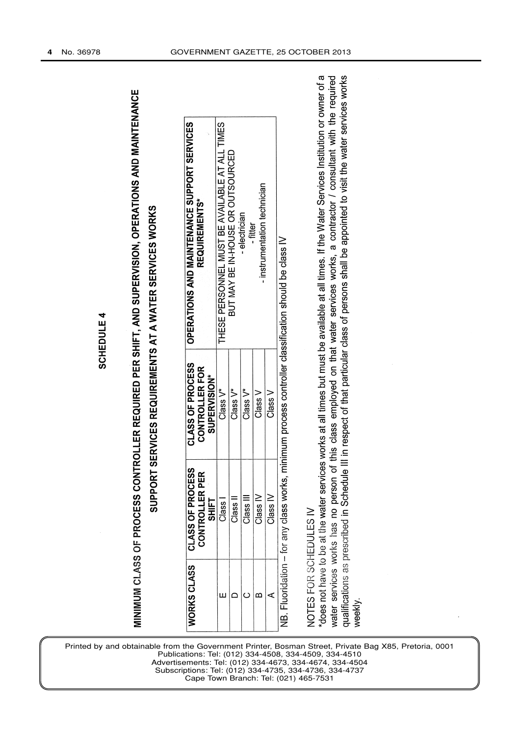# SCHEDULE 4

## MINIMUM CLASS OF PROCESS CONTROLLER REQUIRED PER SHIFT, AND SUPERVISION, OPERATIONS AND MAINTENANCE SUPPORT SERVICES REQUIREMENTS AT A WATER SERVICES WORKS

| WORKS CLASS | CLASS OF PROCESS CONTROLLER PER SHIFT | CLASS OF PROCESS CONTROLLER FOR SUPERVISION* | OPERATIONS AND MAINTENANCE SUPPORT SERVICES REQUIREMENTS* |
|---|---|---|---|
| E | Class I | Class V* | THESE PERSONNEL MUST BE AVAILABLE AT ALL TIMES BUT MAY BE IN-HOUSE OR OUTSOURCED |
| D | Class II | Class V* | - electrician |
| C | Class III | Class V* | - fitter |
| B | Class IV | Class V | - instrumentation technician |
| A | Class IV | Class V | |

NB. Fluoridation – for any class works, minimum process controller classification should be class IV

NOTES FOR SCHEDULES IV

*does not have to be at the water services works at all times but must be available at all times. If the Water Services Institution or owner of a water services works has no person of this class employed on that water services works, a contractor / consultant with the required qualifications as prescribed in Schedule III in respect of that particular class of persons shall be appointed to visit the water services works weekly.

Printed by and obtainable from the Government Printer, Bosman Street, Private Bag X85, Pretoria, 0001
Publications: Tel: (012) 334-4508, 334-4509, 334-4510
Advertisements: Tel: (012) 334-4673, 334-4674, 334-4504
Subscriptions: Tel: (012) 334-4735, 334-4736, 334-4737
Cape Town Branch: Tel: (021) 465-7531